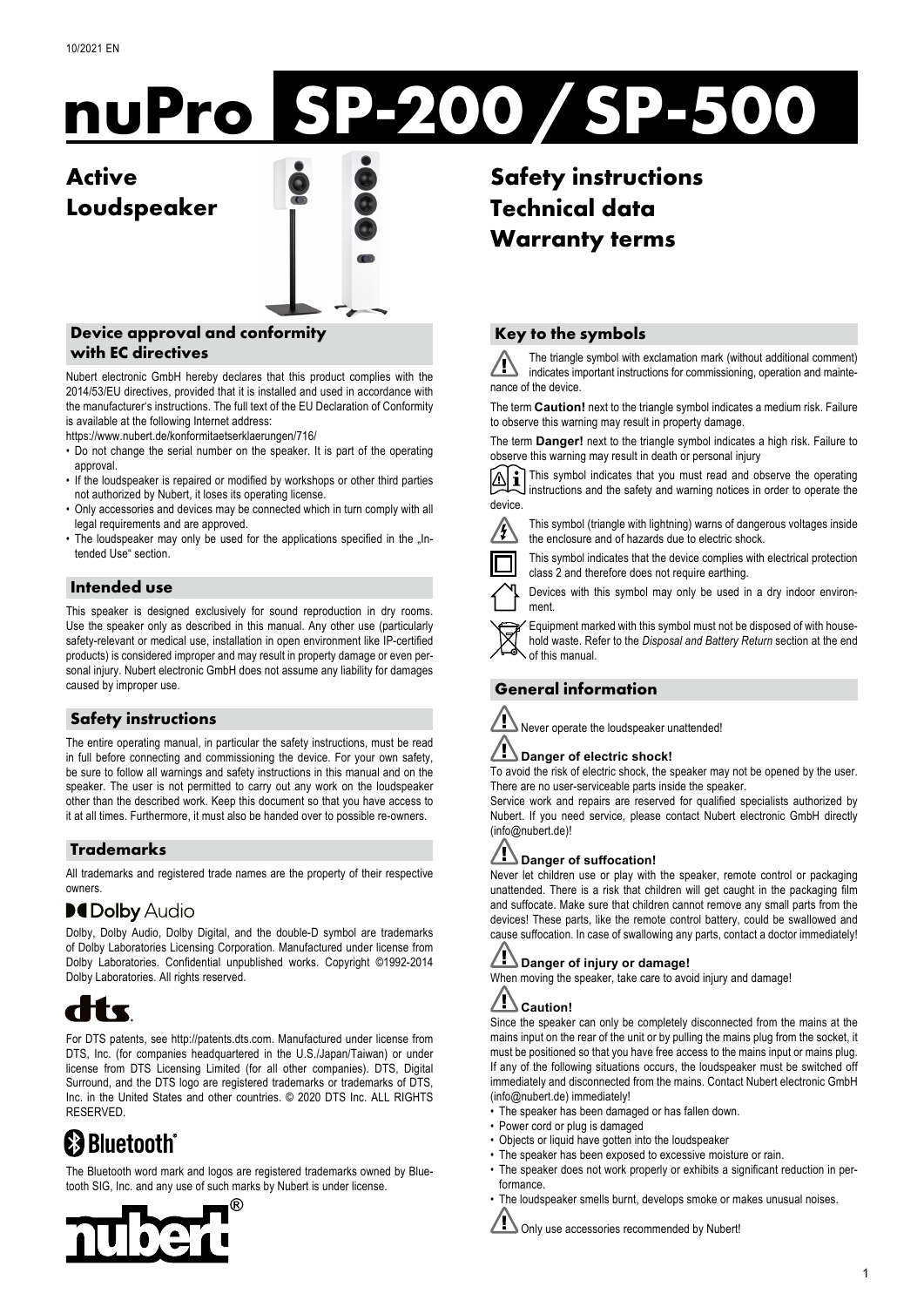10/2021 EN

# nuPro SP-200 / SP-500

## Active Loudspeaker

## Safety instructions
## Technical data
## Warranty terms

### Device approval and conformity with EC directives

Nubert electronic GmbH hereby declares that this product complies with the 2014/53/EU directives, provided that it is installed and used in accordance with the manufacturer's instructions. The full text of the EU Declaration of Conformity is available at the following Internet address:
https://www.nubert.de/konformitaetserklaerungen/716/

- Do not change the serial number on the speaker. It is part of the operating approval.
- If the loudspeaker is repaired or modified by workshops or other third parties not authorized by Nubert, it loses its operating license.
- Only accessories and devices may be connected which in turn comply with all legal requirements and are approved.
- The loudspeaker may only be used for the applications specified in the „Intended Use" section.

### Intended use

This speaker is designed exclusively for sound reproduction in dry rooms. Use the speaker only as described in this manual. Any other use (particularly safety-relevant or medical use, installation in open environment like IP-certified products) is considered improper and may result in property damage or even personal injury. Nubert electronic GmbH does not assume any liability for damages caused by improper use.

### Safety instructions

The entire operating manual, in particular the safety instructions, must be read in full before connecting and commissioning the device. For your own safety, be sure to follow all warnings and safety instructions in this manual and on the speaker. The user is not permitted to carry out any work on the loudspeaker other than the described work. Keep this document so that you have access to it at all times. Furthermore, it must also be handed over to possible re-owners.

### Trademarks

All trademarks and registered trade names are the property of their respective owners.

Dolby Audio

Dolby, Dolby Audio, Dolby Digital, and the double-D symbol are trademarks of Dolby Laboratories Licensing Corporation. Manufactured under license from Dolby Laboratories. Confidential unpublished works. Copyright ©1992-2014 Dolby Laboratories. All rights reserved.

dts

For DTS patents, see http://patents.dts.com. Manufactured under license from DTS, Inc. (for companies headquartered in the U.S./Japan/Taiwan) or under license from DTS Licensing Limited (for all other companies). DTS, Digital Surround, and the DTS logo are registered trademarks or trademarks of DTS, Inc. in the United States and other countries. © 2020 DTS Inc. ALL RIGHTS RESERVED.

Bluetooth®

The Bluetooth word mark and logos are registered trademarks owned by Bluetooth SIG, Inc. and any use of such marks by Nubert is under license.

nubert®

### Key to the symbols

The triangle symbol with exclamation mark (without additional comment) indicates important instructions for commissioning, operation and maintenance of the device.

The term **Caution!** next to the triangle symbol indicates a medium risk. Failure to observe this warning may result in property damage.

The term **Danger!** next to the triangle symbol indicates a high risk. Failure to observe this warning may result in death or personal injury

This symbol indicates that you must read and observe the operating instructions and the safety and warning notices in order to operate the device.

This symbol (triangle with lightning) warns of dangerous voltages inside the enclosure and of hazards due to electric shock.

This symbol indicates that the device complies with electrical protection class 2 and therefore does not require earthing.

Devices with this symbol may only be used in a dry indoor environment.

Equipment marked with this symbol must not be disposed of with household waste. Refer to the *Disposal and Battery Return* section at the end of this manual.

### General information

Never operate the loudspeaker unattended!

**Danger of electric shock!**
To avoid the risk of electric shock, the speaker may not be opened by the user. There are no user-serviceable parts inside the speaker.
Service work and repairs are reserved for qualified specialists authorized by Nubert. If you need service, please contact Nubert electronic GmbH directly (info@nubert.de)!

**Danger of suffocation!**
Never let children use or play with the speaker, remote control or packaging unattended. There is a risk that children will get caught in the packaging film and suffocate. Make sure that children cannot remove any small parts from the devices! These parts, like the remote control battery, could be swallowed and cause suffocation. In case of swallowing any parts, contact a doctor immediately!

**Danger of injury or damage!**
When moving the speaker, take care to avoid injury and damage!

**Caution!**
Since the speaker can only be completely disconnected from the mains at the mains input on the rear of the unit or by pulling the mains plug from the socket, it must be positioned so that you have free access to the mains input or mains plug. If any of the following situations occurs, the loudspeaker must be switched off immediately and disconnected from the mains. Contact Nubert electronic GmbH (info@nubert.de) immediately!

- The speaker has been damaged or has fallen down.
- Power cord or plug is damaged
- Objects or liquid have gotten into the loudspeaker
- The speaker has been exposed to excessive moisture or rain.
- The speaker does not work properly or exhibits a significant reduction in performance.
- The loudspeaker smells burnt, develops smoke or makes unusual noises.

Only use accessories recommended by Nubert!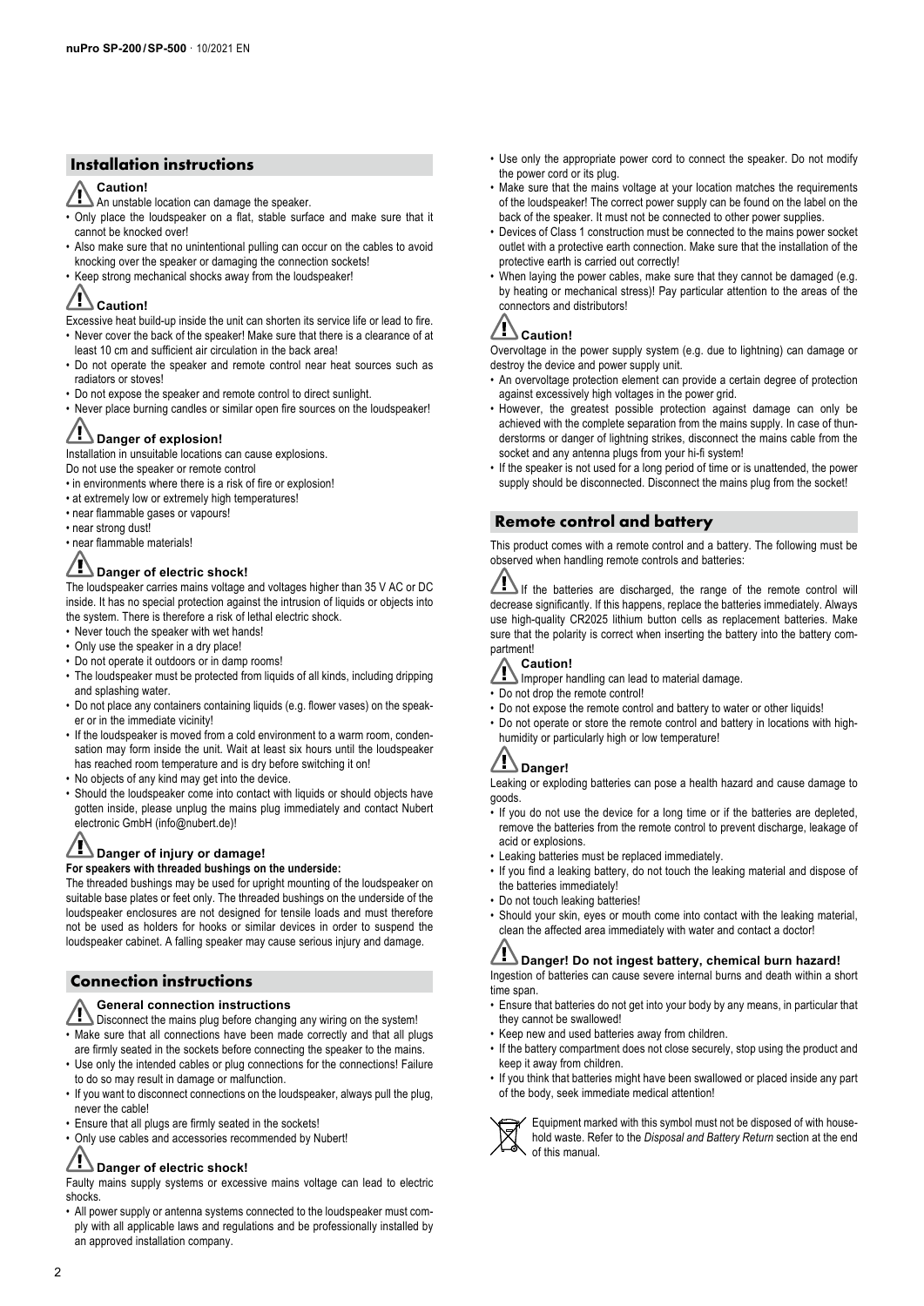## Installation instructions

**Caution!**

An unstable location can damage the speaker.

- Only place the loudspeaker on a flat, stable surface and make sure that it cannot be knocked over!
- Also make sure that no unintentional pulling can occur on the cables to avoid knocking over the speaker or damaging the connection sockets!
- Keep strong mechanical shocks away from the loudspeaker!

**Caution!**

Excessive heat build-up inside the unit can shorten its service life or lead to fire.

- Never cover the back of the speaker! Make sure that there is a clearance of at least 10 cm and sufficient air circulation in the back area!
- Do not operate the speaker and remote control near heat sources such as radiators or stoves!
- Do not expose the speaker and remote control to direct sunlight.
- Never place burning candles or similar open fire sources on the loudspeaker!

**Danger of explosion!**

Installation in unsuitable locations can cause explosions.

Do not use the speaker or remote control

- in environments where there is a risk of fire or explosion!
- at extremely low or extremely high temperatures!
- near flammable gases or vapours!
- near strong dust!
- near flammable materials!

**Danger of electric shock!**

The loudspeaker carries mains voltage and voltages higher than 35 V AC or DC inside. It has no special protection against the intrusion of liquids or objects into the system. There is therefore a risk of lethal electric shock.

- Never touch the speaker with wet hands!
- Only use the speaker in a dry place!
- Do not operate it outdoors or in damp rooms!
- The loudspeaker must be protected from liquids of all kinds, including dripping and splashing water.
- Do not place any containers containing liquids (e.g. flower vases) on the speaker or in the immediate vicinity!
- If the loudspeaker is moved from a cold environment to a warm room, condensation may form inside the unit. Wait at least six hours until the loudspeaker has reached room temperature and is dry before switching it on!
- No objects of any kind may get into the device.
- Should the loudspeaker come into contact with liquids or should objects have gotten inside, please unplug the mains plug immediately and contact Nubert electronic GmbH (info@nubert.de)!

**Danger of injury or damage!**

**For speakers with threaded bushings on the underside:**

The threaded bushings may be used for upright mounting of the loudspeaker on suitable base plates or feet only. The threaded bushings on the underside of the loudspeaker enclosures are not designed for tensile loads and must therefore not be used as holders for hooks or similar devices in order to suspend the loudspeaker cabinet. A falling speaker may cause serious injury and damage.

## Connection instructions

**General connection instructions**

Disconnect the mains plug before changing any wiring on the system!

- Make sure that all connections have been made correctly and that all plugs are firmly seated in the sockets before connecting the speaker to the mains.
- Use only the intended cables or plug connections for the connections! Failure to do so may result in damage or malfunction.
- If you want to disconnect connections on the loudspeaker, always pull the plug, never the cable!
- Ensure that all plugs are firmly seated in the sockets!
- Only use cables and accessories recommended by Nubert!

**Danger of electric shock!**

Faulty mains supply systems or excessive mains voltage can lead to electric shocks.

- All power supply or antenna systems connected to the loudspeaker must comply with all applicable laws and regulations and be professionally installed by an approved installation company.
- Use only the appropriate power cord to connect the speaker. Do not modify the power cord or its plug.
- Make sure that the mains voltage at your location matches the requirements of the loudspeaker! The correct power supply can be found on the label on the back of the speaker. It must not be connected to other power supplies.
- Devices of Class 1 construction must be connected to the mains power socket outlet with a protective earth connection. Make sure that the installation of the protective earth is carried out correctly!
- When laying the power cables, make sure that they cannot be damaged (e.g. by heating or mechanical stress)! Pay particular attention to the areas of the connectors and distributors!

**Caution!**

Overvoltage in the power supply system (e.g. due to lightning) can damage or destroy the device and power supply unit.

- An overvoltage protection element can provide a certain degree of protection against excessively high voltages in the power grid.
- However, the greatest possible protection against damage can only be achieved with the complete separation from the mains supply. In case of thunderstorms or danger of lightning strikes, disconnect the mains cable from the socket and any antenna plugs from your hi-fi system!
- If the speaker is not used for a long period of time or is unattended, the power supply should be disconnected. Disconnect the mains plug from the socket!

## Remote control and battery

This product comes with a remote control and a battery. The following must be observed when handling remote controls and batteries:

If the batteries are discharged, the range of the remote control will decrease significantly. If this happens, replace the batteries immediately. Always use high-quality CR2025 lithium button cells as replacement batteries. Make sure that the polarity is correct when inserting the battery into the battery compartment!

**Caution!**

Improper handling can lead to material damage.

- Do not drop the remote control!
- Do not expose the remote control and battery to water or other liquids!
- Do not operate or store the remote control and battery in locations with high-humidity or particularly high or low temperature!

**Danger!**

Leaking or exploding batteries can pose a health hazard and cause damage to goods.

- If you do not use the device for a long time or if the batteries are depleted, remove the batteries from the remote control to prevent discharge, leakage of acid or explosions.
- Leaking batteries must be replaced immediately.
- If you find a leaking battery, do not touch the leaking material and dispose of the batteries immediately!
- Do not touch leaking batteries!
- Should your skin, eyes or mouth come into contact with the leaking material, clean the affected area immediately with water and contact a doctor!

**Danger! Do not ingest battery, chemical burn hazard!**

Ingestion of batteries can cause severe internal burns and death within a short time span.

- Ensure that batteries do not get into your body by any means, in particular that they cannot be swallowed!
- Keep new and used batteries away from children.
- If the battery compartment does not close securely, stop using the product and keep it away from children.
- If you think that batteries might have been swallowed or placed inside any part of the body, seek immediate medical attention!

Equipment marked with this symbol must not be disposed of with household waste. Refer to the *Disposal and Battery Return* section at the end of this manual.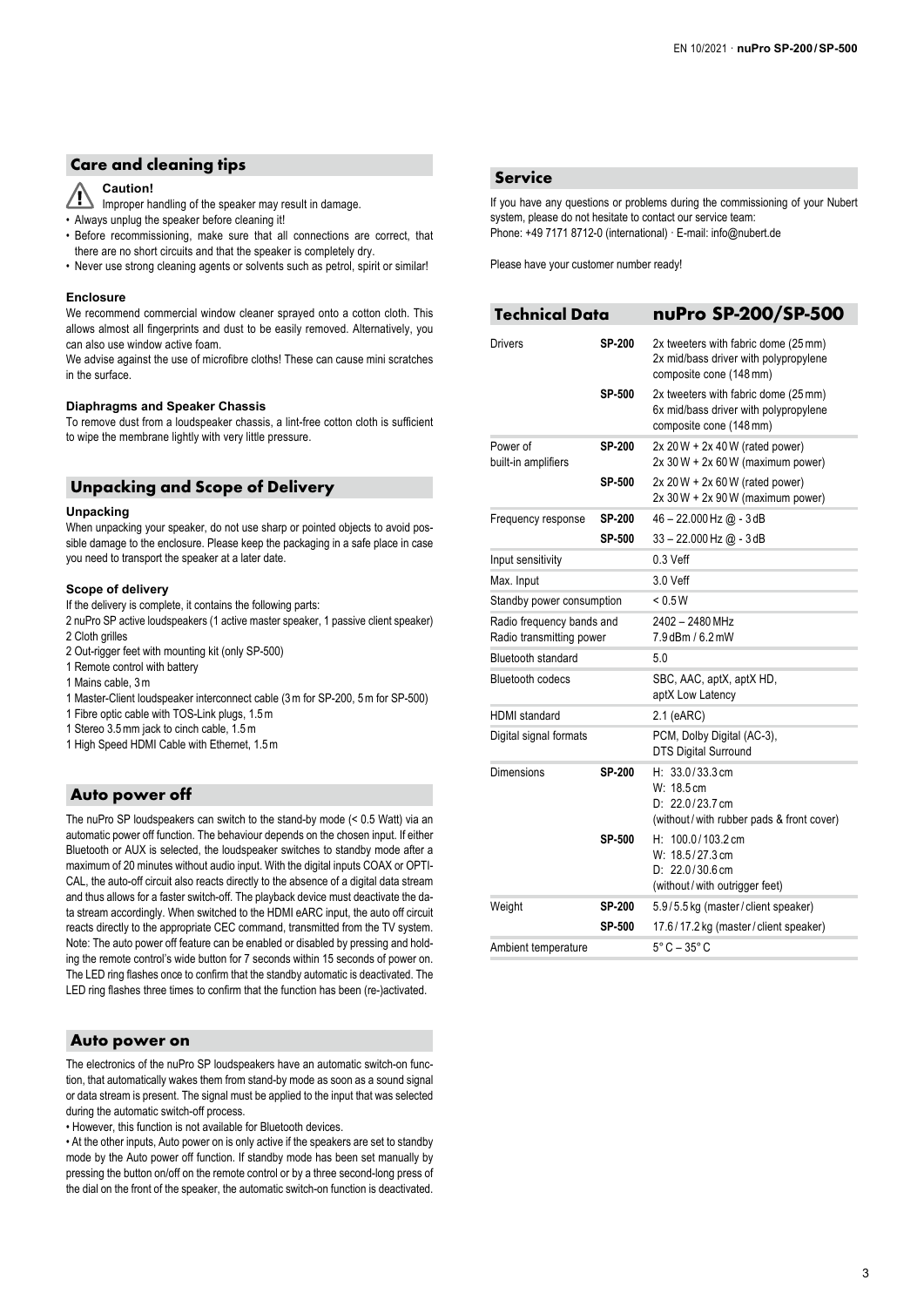## Care and cleaning tips

**Caution!**
Improper handling of the speaker may result in damage.

- Always unplug the speaker before cleaning it!
- Before recommissioning, make sure that all connections are correct, that there are no short circuits and that the speaker is completely dry.
- Never use strong cleaning agents or solvents such as petrol, spirit or similar!

### Enclosure

We recommend commercial window cleaner sprayed onto a cotton cloth. This allows almost all fingerprints and dust to be easily removed. Alternatively, you can also use window active foam.

We advise against the use of microfibre cloths! These can cause mini scratches in the surface.

### Diaphragms and Speaker Chassis

To remove dust from a loudspeaker chassis, a lint-free cotton cloth is sufficient to wipe the membrane lightly with very little pressure.

## Unpacking and Scope of Delivery

### Unpacking

When unpacking your speaker, do not use sharp or pointed objects to avoid possible damage to the enclosure. Please keep the packaging in a safe place in case you need to transport the speaker at a later date.

### Scope of delivery

If the delivery is complete, it contains the following parts:

2 nuPro SP active loudspeakers (1 active master speaker, 1 passive client speaker)
2 Cloth grilles
2 Out-rigger feet with mounting kit (only SP-500)
1 Remote control with battery
1 Mains cable, 3 m
1 Master-Client loudspeaker interconnect cable (3 m for SP-200, 5 m for SP-500)
1 Fibre optic cable with TOS-Link plugs, 1.5 m
1 Stereo 3.5 mm jack to cinch cable, 1.5 m
1 High Speed HDMI Cable with Ethernet, 1.5 m

## Auto power off

The nuPro SP loudspeakers can switch to the stand-by mode (< 0.5 Watt) via an automatic power off function. The behaviour depends on the chosen input. If either Bluetooth or AUX is selected, the loudspeaker switches to standby mode after a maximum of 20 minutes without audio input. With the digital inputs COAX or OPTICAL, the auto-off circuit also reacts directly to the absence of a digital data stream and thus allows for a faster switch-off. The playback device must deactivate the data stream accordingly. When switched to the HDMI eARC input, the auto off circuit reacts directly to the appropriate CEC command, transmitted from the TV system. Note: The auto power off feature can be enabled or disabled by pressing and holding the remote control's wide button for 7 seconds within 15 seconds of power on. The LED ring flashes once to confirm that the standby automatic is deactivated. The LED ring flashes three times to confirm that the function has been (re-)activated.

## Auto power on

The electronics of the nuPro SP loudspeakers have an automatic switch-on function, that automatically wakes them from stand-by mode as soon as a sound signal or data stream is present. The signal must be applied to the input that was selected during the automatic switch-off process.

• However, this function is not available for Bluetooth devices.

• At the other inputs, Auto power on is only active if the speakers are set to standby mode by the Auto power off function. If standby mode has been set manually by pressing the button on/off on the remote control or by a three second-long press of the dial on the front of the speaker, the automatic switch-on function is deactivated.

## Service

If you have any questions or problems during the commissioning of your Nubert system, please do not hesitate to contact our service team:
Phone: +49 7171 8712-0 (international) · E-mail: info@nubert.de

Please have your customer number ready!

## Technical Data — nuPro SP-200/SP-500

| | | |
|---|---|---|
| Drivers | SP-200 | 2x tweeters with fabric dome (25 mm)<br>2x mid/bass driver with polypropylene composite cone (148 mm) |
| | SP-500 | 2x tweeters with fabric dome (25 mm)<br>6x mid/bass driver with polypropylene composite cone (148 mm) |
| Power of built-in amplifiers | SP-200 | 2x 20 W + 2x 40 W (rated power)<br>2x 30 W + 2x 60 W (maximum power) |
| | SP-500 | 2x 20 W + 2x 60 W (rated power)<br>2x 30 W + 2x 90 W (maximum power) |
| Frequency response | SP-200 | 46 – 22.000 Hz @ - 3 dB |
| | SP-500 | 33 – 22.000 Hz @ - 3 dB |
| Input sensitivity | | 0.3 Veff |
| Max. Input | | 3.0 Veff |
| Standby power consumption | | < 0.5 W |
| Radio frequency bands and Radio transmitting power | | 2402 – 2480 MHz<br>7.9 dBm / 6.2 mW |
| Bluetooth standard | | 5.0 |
| Bluetooth codecs | | SBC, AAC, aptX, aptX HD, aptX Low Latency |
| HDMI standard | | 2.1 (eARC) |
| Digital signal formats | | PCM, Dolby Digital (AC-3), DTS Digital Surround |
| Dimensions | SP-200 | H: 33.0 / 33.3 cm<br>W: 18.5 cm<br>D: 22.0 / 23.7 cm<br>(without / with rubber pads & front cover) |
| | SP-500 | H: 100.0 / 103.2 cm<br>W: 18.5 / 27.3 cm<br>D: 22.0 / 30.6 cm<br>(without / with outrigger feet) |
| Weight | SP-200 | 5.9 / 5.5 kg (master / client speaker) |
| | SP-500 | 17.6 / 17.2 kg (master / client speaker) |
| Ambient temperature | | 5° C – 35° C |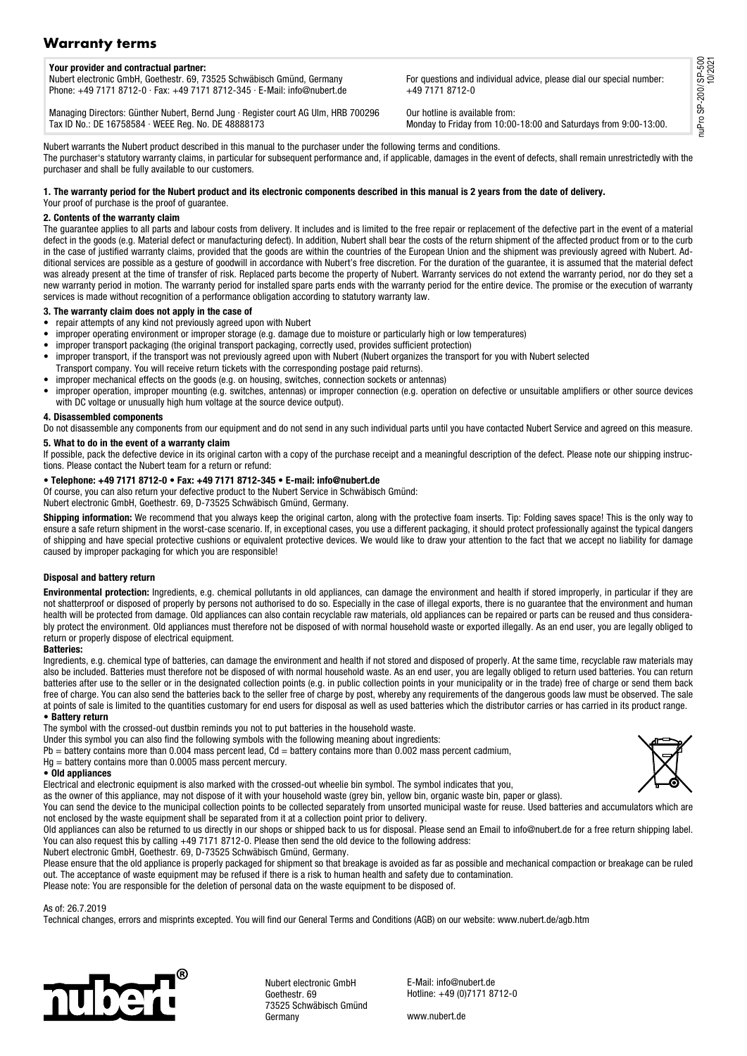## Warranty terms

**Your provider and contractual partner:**
Nubert electronic GmbH, Goethestr. 69, 73525 Schwäbisch Gmünd, Germany
Phone: +49 7171 8712-0 · Fax: +49 7171 8712-345 · E-Mail: info@nubert.de

Managing Directors: Günther Nubert, Bernd Jung · Register court AG Ulm, HRB 700296
Tax ID No.: DE 16758584 · WEEE Reg. No. DE 48888173

For questions and individual advice, please dial our special number:
+49 7171 8712-0

Our hotline is available from:
Monday to Friday from 10:00-18:00 and Saturdays from 9:00-13:00.

nuPro SP-200/SP-500 10/2021

Nubert warrants the Nubert product described in this manual to the purchaser under the following terms and conditions.
The purchaser's statutory warranty claims, in particular for subsequent performance and, if applicable, damages in the event of defects, shall remain unrestrictedly with the purchaser and shall be fully available to our customers.

**1. The warranty period for the Nubert product and its electronic components described in this manual is 2 years from the date of delivery.**
Your proof of purchase is the proof of guarantee.

**2. Contents of the warranty claim**
The guarantee applies to all parts and labour costs from delivery. It includes and is limited to the free repair or replacement of the defective part in the event of a material defect in the goods (e.g. Material defect or manufacturing defect). In addition, Nubert shall bear the costs of the return shipment of the affected product from or to the curb in the case of justified warranty claims, provided that the goods are within the countries of the European Union and the shipment was previously agreed with Nubert. Additional services are possible as a gesture of goodwill in accordance with Nubert's free discretion. For the duration of the guarantee, it is assumed that the material defect was already present at the time of transfer of risk. Replaced parts become the property of Nubert. Warranty services do not extend the warranty period, nor do they set a new warranty period in motion. The warranty period for installed spare parts ends with the warranty period for the entire device. The promise or the execution of warranty services is made without recognition of a performance obligation according to statutory warranty law.

**3. The warranty claim does not apply in the case of**
- repair attempts of any kind not previously agreed upon with Nubert
- improper operating environment or improper storage (e.g. damage due to moisture or particularly high or low temperatures)
- improper transport packaging (the original transport packaging, correctly used, provides sufficient protection)
- improper transport, if the transport was not previously agreed upon with Nubert (Nubert organizes the transport for you with Nubert selected Transport company. You will receive return tickets with the corresponding postage paid returns).
- improper mechanical effects on the goods (e.g. on housing, switches, connection sockets or antennas)
- improper operation, improper mounting (e.g. switches, antennas) or improper connection (e.g. operation on defective or unsuitable amplifiers or other source devices with DC voltage or unusually high hum voltage at the source device output).

**4. Disassembled components**
Do not disassemble any components from our equipment and do not send in any such individual parts until you have contacted Nubert Service and agreed on this measure.

**5. What to do in the event of a warranty claim**
If possible, pack the defective device in its original carton with a copy of the purchase receipt and a meaningful description of the defect. Please note our shipping instructions. Please contact the Nubert team for a return or refund:

**• Telephone: +49 7171 8712-0 • Fax: +49 7171 8712-345 • E-mail: info@nubert.de**
Of course, you can also return your defective product to the Nubert Service in Schwäbisch Gmünd:
Nubert electronic GmbH, Goethestr. 69, D-73525 Schwäbisch Gmünd, Germany.

**Shipping information:** We recommend that you always keep the original carton, along with the protective foam inserts. Tip: Folding saves space! This is the only way to ensure a safe return shipment in the worst-case scenario. If, in exceptional cases, you use a different packaging, it should protect professionally against the typical dangers of shipping and have special protective cushions or equivalent protective devices. We would like to draw your attention to the fact that we accept no liability for damage caused by improper packaging for which you are responsible!

**Disposal and battery return**

**Environmental protection:** Ingredients, e.g. chemical pollutants in old appliances, can damage the environment and health if stored improperly, in particular if they are not shatterproof or disposed of properly by persons not authorised to do so. Especially in the case of illegal exports, there is no guarantee that the environment and human health will be protected from damage. Old appliances can also contain recyclable raw materials, old appliances can be repaired or parts can be reused and thus considerably protect the environment. Old appliances must therefore not be disposed of with normal household waste or exported illegally. As an end user, you are legally obliged to return or properly dispose of electrical equipment.

**Batteries:**
Ingredients, e.g. chemical type of batteries, can damage the environment and health if not stored and disposed of properly. At the same time, recyclable raw materials may also be included. Batteries must therefore not be disposed of with normal household waste. As an end user, you are legally obliged to return used batteries. You can return batteries after use to the seller or in the designated collection points (e.g. in public collection points in your municipality or in the trade) free of charge or send them back free of charge. You can also send the batteries back to the seller free of charge by post, whereby any requirements of the dangerous goods law must be observed. The sale at points of sale is limited to the quantities customary for end users for disposal as well as used batteries which the distributor carries or has carried in its product range.

**• Battery return**
The symbol with the crossed-out dustbin reminds you not to put batteries in the household waste.
Under this symbol you can also find the following symbols with the following meaning about ingredients:
Pb = battery contains more than 0.004 mass percent lead, Cd = battery contains more than 0.002 mass percent cadmium,
Hg = battery contains more than 0.0005 mass percent mercury.

**• Old appliances**
Electrical and electronic equipment is also marked with the crossed-out wheelie bin symbol. The symbol indicates that you, as the owner of this appliance, may not dispose of it with your household waste (grey bin, yellow bin, organic waste bin, paper or glass).
You can send the device to the municipal collection points to be collected separately from unsorted municipal waste for reuse. Used batteries and accumulators which are not enclosed by the waste equipment shall be separated from it at a collection point prior to delivery.
Old appliances can also be returned to us directly in our shops or shipped back to us for disposal. Please send an Email to info@nubert.de for a free return shipping label. You can also request this by calling +49 7171 8712-0. Please then send the old device to the following address:
Nubert electronic GmbH, Goethestr. 69, D-73525 Schwäbisch Gmünd, Germany.
Please ensure that the old appliance is properly packaged for shipment so that breakage is avoided as far as possible and mechanical compaction or breakage can be ruled out. The acceptance of waste equipment may be refused if there is a risk to human health and safety due to contamination.
Please note: You are responsible for the deletion of personal data on the waste equipment to be disposed of.

As of: 26.7.2019
Technical changes, errors and misprints excepted. You will find our General Terms and Conditions (AGB) on our website: www.nubert.de/agb.htm

nubert®

Nubert electronic GmbH
Goethestr. 69
73525 Schwäbisch Gmünd
Germany

E-Mail: info@nubert.de
Hotline: +49 (0)7171 8712-0

www.nubert.de